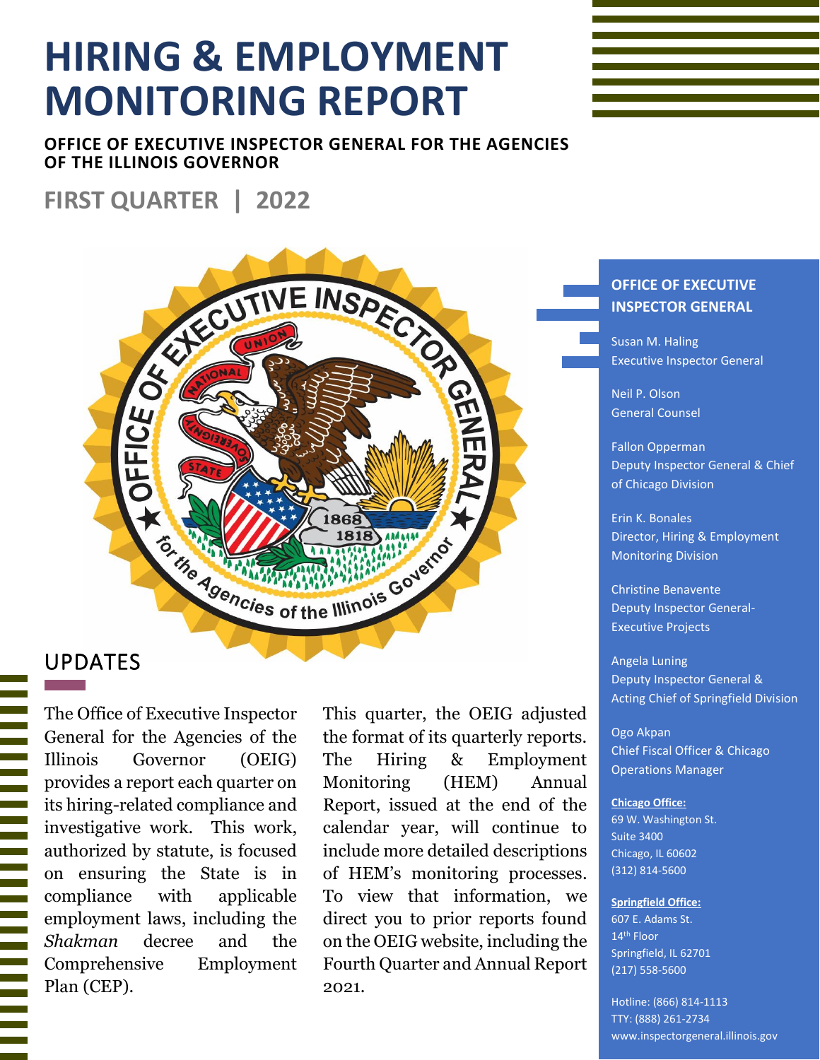# HIRING & EMPLOYMENT MONITORING REPORT

**OFFICE OF EXECUTIVE INSPECTOR GENERAL FOR THE AGENCIES OF THE ILLINOIS GOVERNOR**

## FIRST QUARTER | 2022

## UPDATES

The Office of Executive Inspector General for the Agencies of the Illinois Governor (OEIG) provides a report each quarter on its hiring-related compliance and investigative work. This work, authorized by statute, is focused on ensuring the State is in compliance with applicable employment laws, including the *Shakman* decree and the Comprehensive Employment Plan (CEP).

This quarter, the OEIG adjusted the format of its quarterly reports. The Hiring & Employment Monitoring (HEM) Annual Report, issued at the end of the calendar year, will continue to include more detailed descriptions of HEM's monitoring processes. To view that information, we direct you to prior reports found on the OEIG website, including the Fourth Quarter and Annual Report 2021.

**OFFICE OF EXECUTIVE INSPECTOR GENERAL**

Susan M. Haling
Executive Inspector General

Neil P. Olson
General Counsel

Fallon Opperman
Deputy Inspector General & Chief of Chicago Division

Erin K. Bonales
Director, Hiring & Employment Monitoring Division

Christine Benavente
Deputy Inspector General-Executive Projects

Angela Luning
Deputy Inspector General & Acting Chief of Springfield Division

Ogo Akpan
Chief Fiscal Officer & Chicago Operations Manager

**Chicago Office:**
69 W. Washington St.
Suite 3400
Chicago, IL 60602
(312) 814-5600

**Springfield Office:**
607 E. Adams St.
14th Floor
Springfield, IL 62701
(217) 558-5600

Hotline: (866) 814-1113
TTY: (888) 261-2734
www.inspectorgeneral.illinois.gov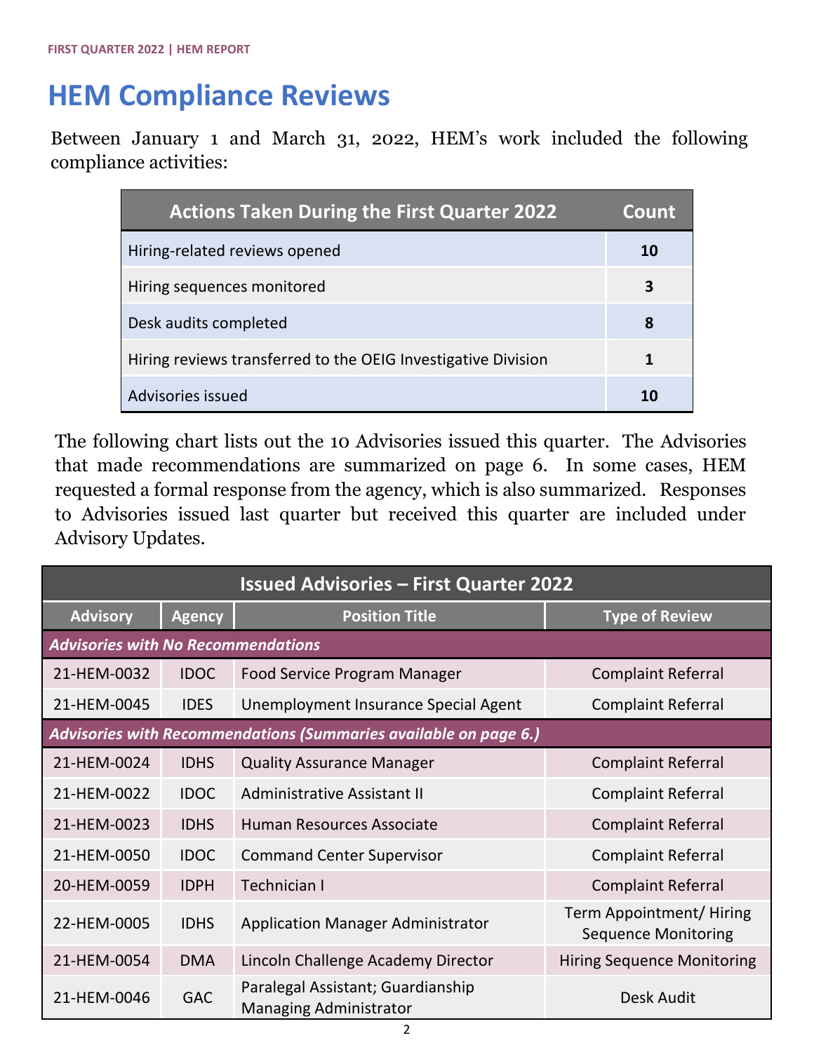# HEM Compliance Reviews

Between January 1 and March 31, 2022, HEM's work included the following compliance activities:

| Actions Taken During the First Quarter 2022 | Count |
|---|---|
| Hiring-related reviews opened | **10** |
| Hiring sequences monitored | **3** |
| Desk audits completed | **8** |
| Hiring reviews transferred to the OEIG Investigative Division | **1** |
| Advisories issued | **10** |

The following chart lists out the 10 Advisories issued this quarter. The Advisories that made recommendations are summarized on page 6. In some cases, HEM requested a formal response from the agency, which is also summarized. Responses to Advisories issued last quarter but received this quarter are included under Advisory Updates.

| Issued Advisories – First Quarter 2022 | | | |
|---|---|---|---|
| **Advisory** | **Agency** | **Position Title** | **Type of Review** |
| ***Advisories with No Recommendations*** | | | |
| 21-HEM-0032 | IDOC | Food Service Program Manager | Complaint Referral |
| 21-HEM-0045 | IDES | Unemployment Insurance Special Agent | Complaint Referral |
| ***Advisories with Recommendations (Summaries available on page 6.)*** | | | |
| 21-HEM-0024 | IDHS | Quality Assurance Manager | Complaint Referral |
| 21-HEM-0022 | IDOC | Administrative Assistant II | Complaint Referral |
| 21-HEM-0023 | IDHS | Human Resources Associate | Complaint Referral |
| 21-HEM-0050 | IDOC | Command Center Supervisor | Complaint Referral |
| 20-HEM-0059 | IDPH | Technician I | Complaint Referral |
| 22-HEM-0005 | IDHS | Application Manager Administrator | Term Appointment/ Hiring Sequence Monitoring |
| 21-HEM-0054 | DMA | Lincoln Challenge Academy Director | Hiring Sequence Monitoring |
| 21-HEM-0046 | GAC | Paralegal Assistant; Guardianship Managing Administrator | Desk Audit |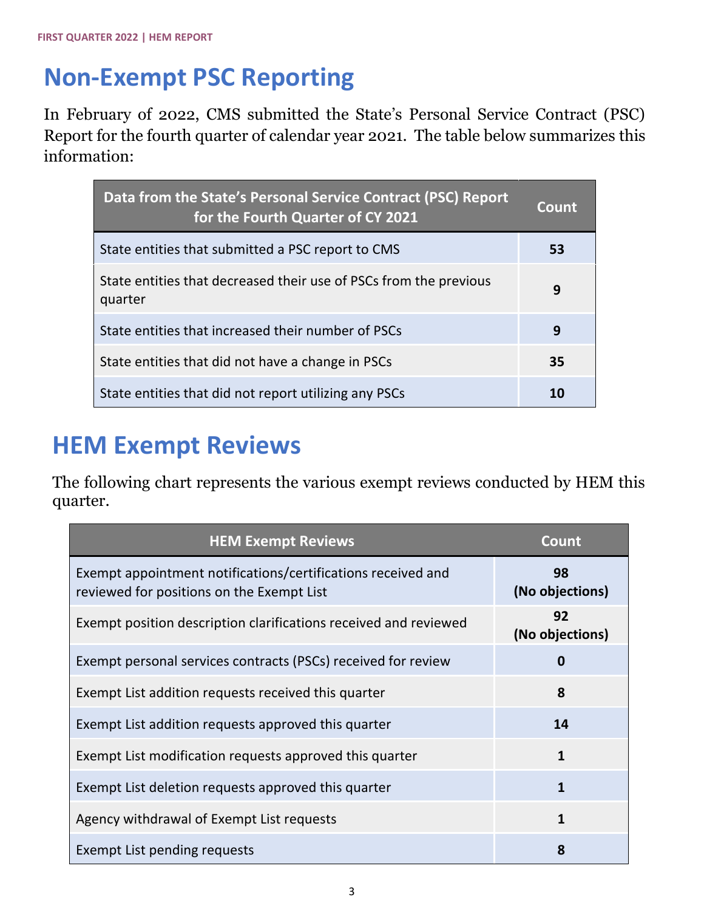# Non-Exempt PSC Reporting

In February of 2022, CMS submitted the State's Personal Service Contract (PSC) Report for the fourth quarter of calendar year 2021. The table below summarizes this information:

| Data from the State's Personal Service Contract (PSC) Report for the Fourth Quarter of CY 2021 | Count |
|---|---|
| State entities that submitted a PSC report to CMS | **53** |
| State entities that decreased their use of PSCs from the previous quarter | **9** |
| State entities that increased their number of PSCs | **9** |
| State entities that did not have a change in PSCs | **35** |
| State entities that did not report utilizing any PSCs | **10** |

# HEM Exempt Reviews

The following chart represents the various exempt reviews conducted by HEM this quarter.

| HEM Exempt Reviews | Count |
|---|---|
| Exempt appointment notifications/certifications received and reviewed for positions on the Exempt List | **98 (No objections)** |
| Exempt position description clarifications received and reviewed | **92 (No objections)** |
| Exempt personal services contracts (PSCs) received for review | **0** |
| Exempt List addition requests received this quarter | **8** |
| Exempt List addition requests approved this quarter | **14** |
| Exempt List modification requests approved this quarter | **1** |
| Exempt List deletion requests approved this quarter | **1** |
| Agency withdrawal of Exempt List requests | **1** |
| Exempt List pending requests | **8** |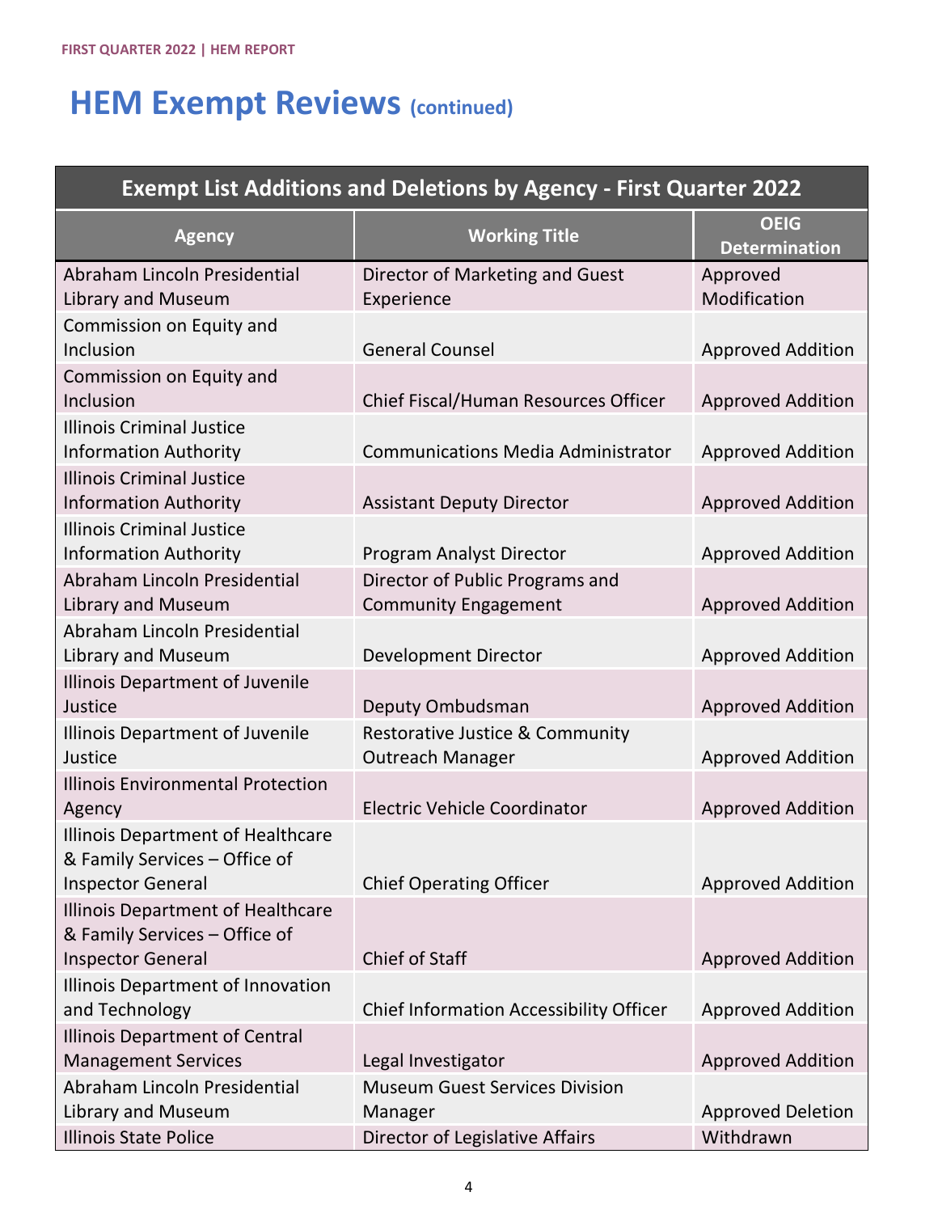# HEM Exempt Reviews (continued)

| Exempt List Additions and Deletions by Agency - First Quarter 2022 | | |
|---|---|---|
| **Agency** | **Working Title** | **OEIG Determination** |
| Abraham Lincoln Presidential Library and Museum | Director of Marketing and Guest Experience | Approved Modification |
| Commission on Equity and Inclusion | General Counsel | Approved Addition |
| Commission on Equity and Inclusion | Chief Fiscal/Human Resources Officer | Approved Addition |
| Illinois Criminal Justice Information Authority | Communications Media Administrator | Approved Addition |
| Illinois Criminal Justice Information Authority | Assistant Deputy Director | Approved Addition |
| Illinois Criminal Justice Information Authority | Program Analyst Director | Approved Addition |
| Abraham Lincoln Presidential Library and Museum | Director of Public Programs and Community Engagement | Approved Addition |
| Abraham Lincoln Presidential Library and Museum | Development Director | Approved Addition |
| Illinois Department of Juvenile Justice | Deputy Ombudsman | Approved Addition |
| Illinois Department of Juvenile Justice | Restorative Justice & Community Outreach Manager | Approved Addition |
| Illinois Environmental Protection Agency | Electric Vehicle Coordinator | Approved Addition |
| Illinois Department of Healthcare & Family Services – Office of Inspector General | Chief Operating Officer | Approved Addition |
| Illinois Department of Healthcare & Family Services – Office of Inspector General | Chief of Staff | Approved Addition |
| Illinois Department of Innovation and Technology | Chief Information Accessibility Officer | Approved Addition |
| Illinois Department of Central Management Services | Legal Investigator | Approved Addition |
| Abraham Lincoln Presidential Library and Museum | Museum Guest Services Division Manager | Approved Deletion |
| Illinois State Police | Director of Legislative Affairs | Withdrawn |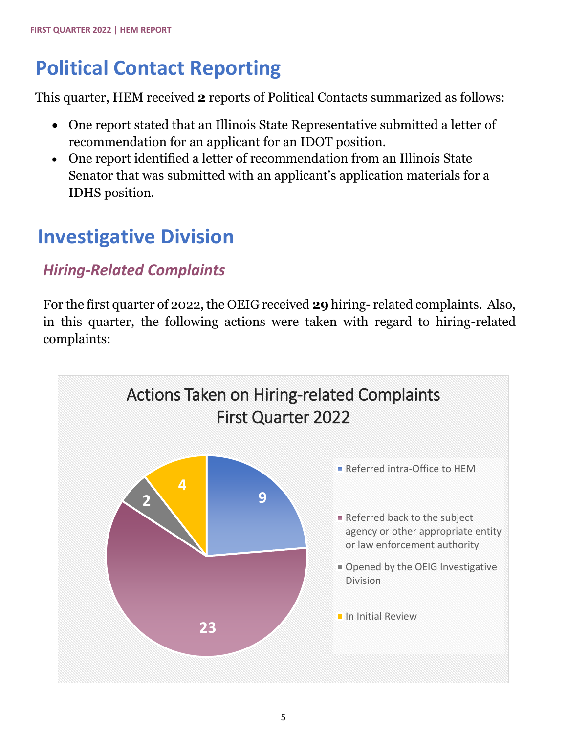# Political Contact Reporting

This quarter, HEM received **2** reports of Political Contacts summarized as follows:

- One report stated that an Illinois State Representative submitted a letter of recommendation for an applicant for an IDOT position.
- One report identified a letter of recommendation from an Illinois State Senator that was submitted with an applicant's application materials for a IDHS position.

# Investigative Division

## *Hiring-Related Complaints*

For the first quarter of 2022, the OEIG received **29** hiring- related complaints. Also, in this quarter, the following actions were taken with regard to hiring-related complaints:

**Actions Taken on Hiring-related Complaints First Quarter 2022**

| Action | Count |
|---|---|
| Referred intra-Office to HEM | 9 |
| Referred back to the subject agency or other appropriate entity or law enforcement authority | 23 |
| Opened by the OEIG Investigative Division | 2 |
| In Initial Review | 4 |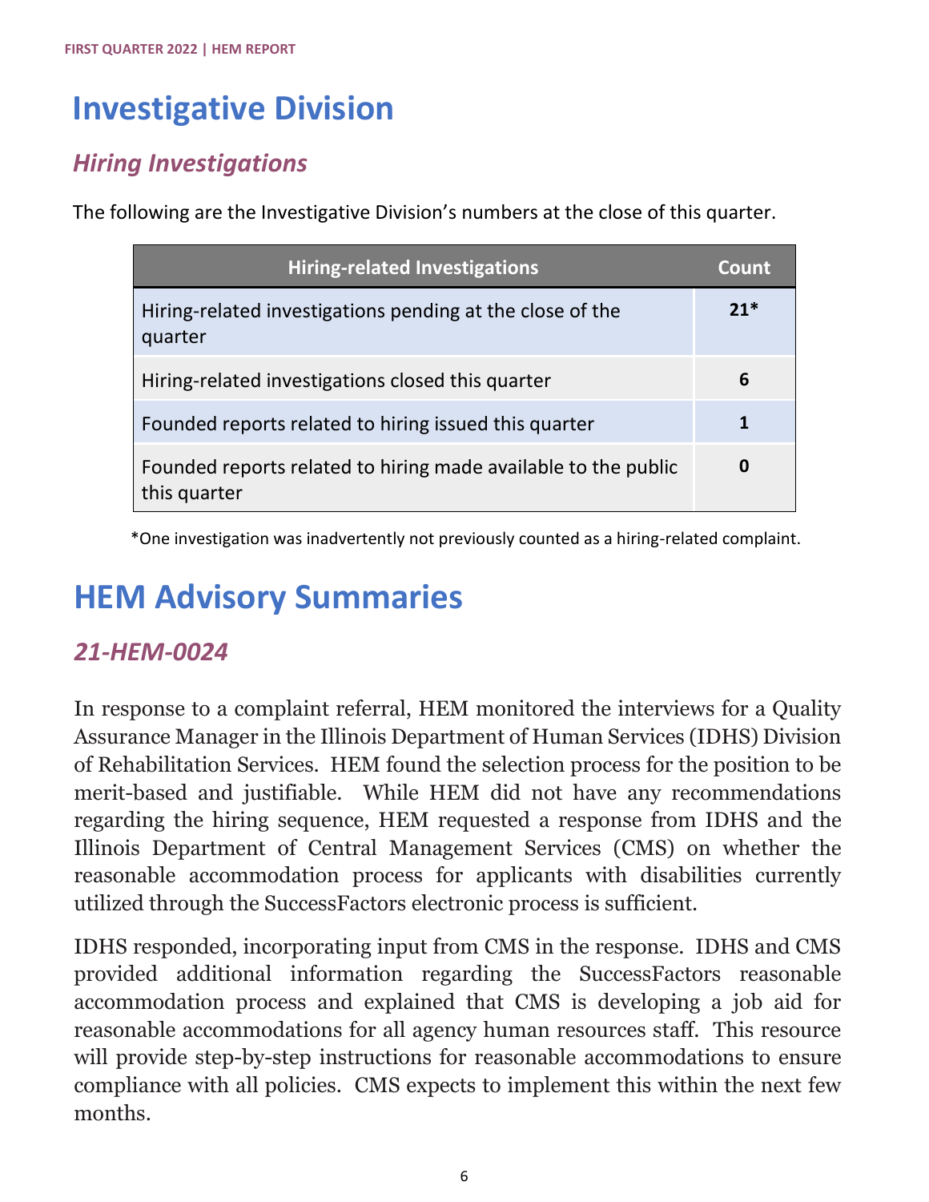# Investigative Division

## *Hiring Investigations*

The following are the Investigative Division's numbers at the close of this quarter.

| Hiring-related Investigations | Count |
|---|---|
| Hiring-related investigations pending at the close of the quarter | **21*** |
| Hiring-related investigations closed this quarter | **6** |
| Founded reports related to hiring issued this quarter | **1** |
| Founded reports related to hiring made available to the public this quarter | **0** |

*One investigation was inadvertently not previously counted as a hiring-related complaint.

# HEM Advisory Summaries

## *21-HEM-0024*

In response to a complaint referral, HEM monitored the interviews for a Quality Assurance Manager in the Illinois Department of Human Services (IDHS) Division of Rehabilitation Services. HEM found the selection process for the position to be merit-based and justifiable. While HEM did not have any recommendations regarding the hiring sequence, HEM requested a response from IDHS and the Illinois Department of Central Management Services (CMS) on whether the reasonable accommodation process for applicants with disabilities currently utilized through the SuccessFactors electronic process is sufficient.

IDHS responded, incorporating input from CMS in the response. IDHS and CMS provided additional information regarding the SuccessFactors reasonable accommodation process and explained that CMS is developing a job aid for reasonable accommodations for all agency human resources staff. This resource will provide step-by-step instructions for reasonable accommodations to ensure compliance with all policies. CMS expects to implement this within the next few months.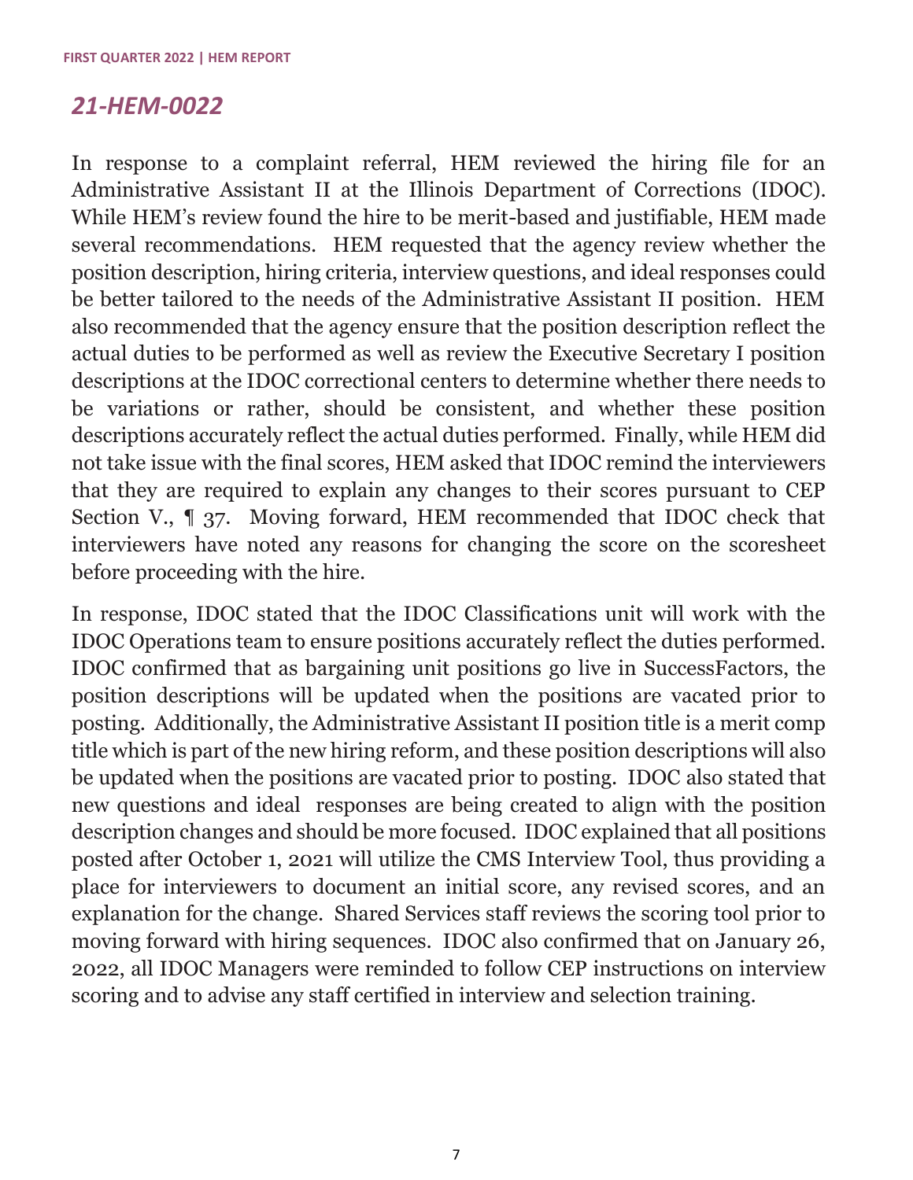## *21-HEM-0022*

In response to a complaint referral, HEM reviewed the hiring file for an Administrative Assistant II at the Illinois Department of Corrections (IDOC). While HEM's review found the hire to be merit-based and justifiable, HEM made several recommendations. HEM requested that the agency review whether the position description, hiring criteria, interview questions, and ideal responses could be better tailored to the needs of the Administrative Assistant II position. HEM also recommended that the agency ensure that the position description reflect the actual duties to be performed as well as review the Executive Secretary I position descriptions at the IDOC correctional centers to determine whether there needs to be variations or rather, should be consistent, and whether these position descriptions accurately reflect the actual duties performed. Finally, while HEM did not take issue with the final scores, HEM asked that IDOC remind the interviewers that they are required to explain any changes to their scores pursuant to CEP Section V., ¶ 37. Moving forward, HEM recommended that IDOC check that interviewers have noted any reasons for changing the score on the scoresheet before proceeding with the hire.

In response, IDOC stated that the IDOC Classifications unit will work with the IDOC Operations team to ensure positions accurately reflect the duties performed. IDOC confirmed that as bargaining unit positions go live in SuccessFactors, the position descriptions will be updated when the positions are vacated prior to posting. Additionally, the Administrative Assistant II position title is a merit comp title which is part of the new hiring reform, and these position descriptions will also be updated when the positions are vacated prior to posting. IDOC also stated that new questions and ideal responses are being created to align with the position description changes and should be more focused. IDOC explained that all positions posted after October 1, 2021 will utilize the CMS Interview Tool, thus providing a place for interviewers to document an initial score, any revised scores, and an explanation for the change. Shared Services staff reviews the scoring tool prior to moving forward with hiring sequences. IDOC also confirmed that on January 26, 2022, all IDOC Managers were reminded to follow CEP instructions on interview scoring and to advise any staff certified in interview and selection training.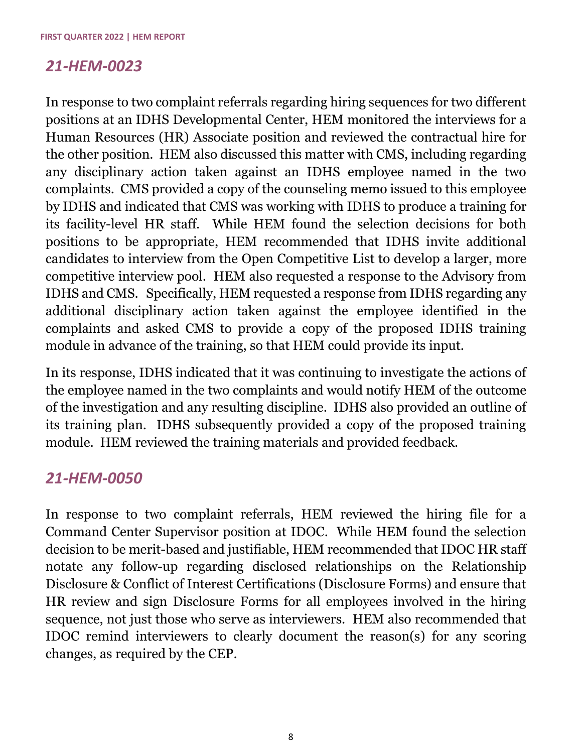## *21-HEM-0023*

In response to two complaint referrals regarding hiring sequences for two different positions at an IDHS Developmental Center, HEM monitored the interviews for a Human Resources (HR) Associate position and reviewed the contractual hire for the other position. HEM also discussed this matter with CMS, including regarding any disciplinary action taken against an IDHS employee named in the two complaints. CMS provided a copy of the counseling memo issued to this employee by IDHS and indicated that CMS was working with IDHS to produce a training for its facility-level HR staff. While HEM found the selection decisions for both positions to be appropriate, HEM recommended that IDHS invite additional candidates to interview from the Open Competitive List to develop a larger, more competitive interview pool. HEM also requested a response to the Advisory from IDHS and CMS. Specifically, HEM requested a response from IDHS regarding any additional disciplinary action taken against the employee identified in the complaints and asked CMS to provide a copy of the proposed IDHS training module in advance of the training, so that HEM could provide its input.

In its response, IDHS indicated that it was continuing to investigate the actions of the employee named in the two complaints and would notify HEM of the outcome of the investigation and any resulting discipline. IDHS also provided an outline of its training plan. IDHS subsequently provided a copy of the proposed training module. HEM reviewed the training materials and provided feedback.

## *21-HEM-0050*

In response to two complaint referrals, HEM reviewed the hiring file for a Command Center Supervisor position at IDOC. While HEM found the selection decision to be merit-based and justifiable, HEM recommended that IDOC HR staff notate any follow-up regarding disclosed relationships on the Relationship Disclosure & Conflict of Interest Certifications (Disclosure Forms) and ensure that HR review and sign Disclosure Forms for all employees involved in the hiring sequence, not just those who serve as interviewers. HEM also recommended that IDOC remind interviewers to clearly document the reason(s) for any scoring changes, as required by the CEP.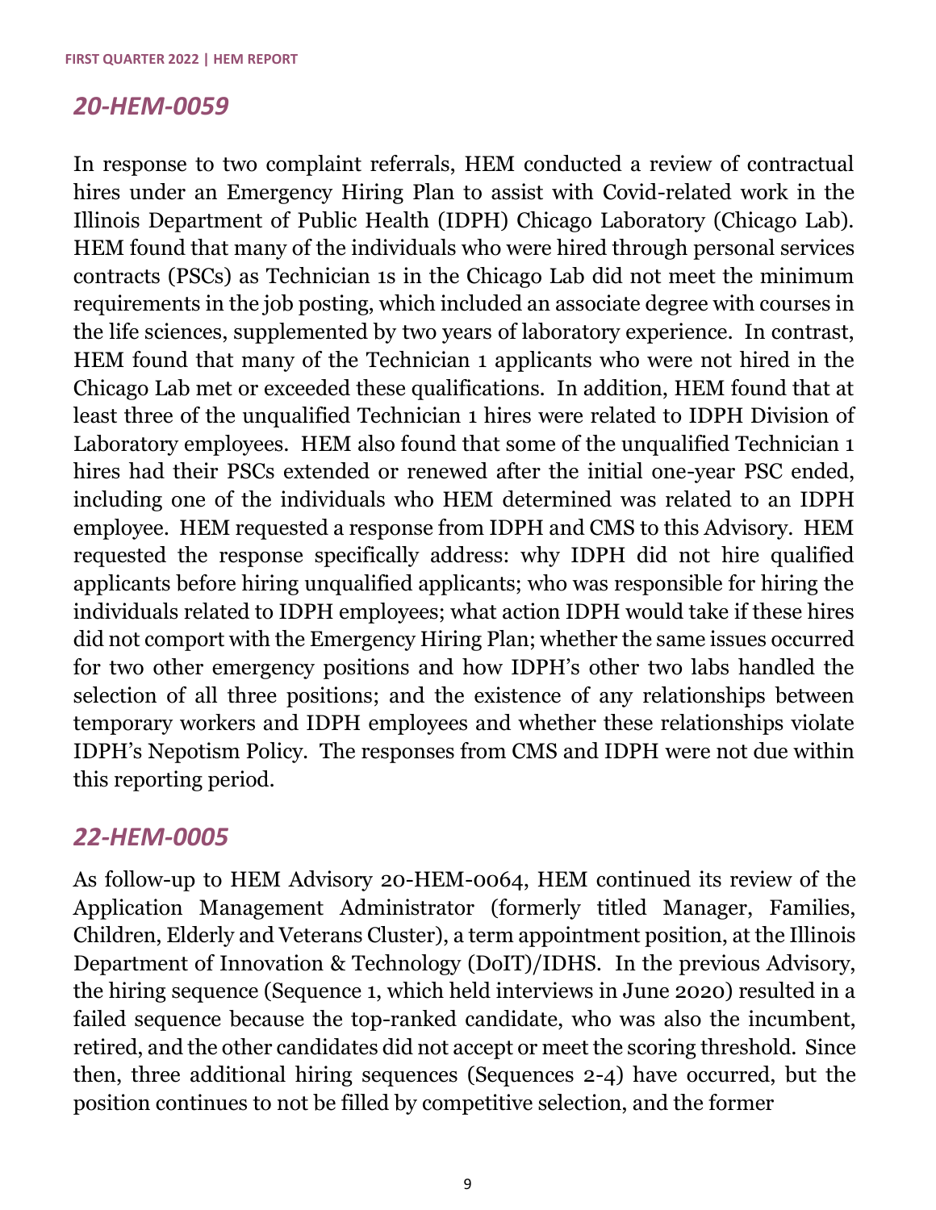## *20-HEM-0059*

In response to two complaint referrals, HEM conducted a review of contractual hires under an Emergency Hiring Plan to assist with Covid-related work in the Illinois Department of Public Health (IDPH) Chicago Laboratory (Chicago Lab). HEM found that many of the individuals who were hired through personal services contracts (PSCs) as Technician 1s in the Chicago Lab did not meet the minimum requirements in the job posting, which included an associate degree with courses in the life sciences, supplemented by two years of laboratory experience. In contrast, HEM found that many of the Technician 1 applicants who were not hired in the Chicago Lab met or exceeded these qualifications. In addition, HEM found that at least three of the unqualified Technician 1 hires were related to IDPH Division of Laboratory employees. HEM also found that some of the unqualified Technician 1 hires had their PSCs extended or renewed after the initial one-year PSC ended, including one of the individuals who HEM determined was related to an IDPH employee. HEM requested a response from IDPH and CMS to this Advisory. HEM requested the response specifically address: why IDPH did not hire qualified applicants before hiring unqualified applicants; who was responsible for hiring the individuals related to IDPH employees; what action IDPH would take if these hires did not comport with the Emergency Hiring Plan; whether the same issues occurred for two other emergency positions and how IDPH's other two labs handled the selection of all three positions; and the existence of any relationships between temporary workers and IDPH employees and whether these relationships violate IDPH's Nepotism Policy. The responses from CMS and IDPH were not due within this reporting period.

## *22-HEM-0005*

As follow-up to HEM Advisory 20-HEM-0064, HEM continued its review of the Application Management Administrator (formerly titled Manager, Families, Children, Elderly and Veterans Cluster), a term appointment position, at the Illinois Department of Innovation & Technology (DoIT)/IDHS. In the previous Advisory, the hiring sequence (Sequence 1, which held interviews in June 2020) resulted in a failed sequence because the top-ranked candidate, who was also the incumbent, retired, and the other candidates did not accept or meet the scoring threshold. Since then, three additional hiring sequences (Sequences 2-4) have occurred, but the position continues to not be filled by competitive selection, and the former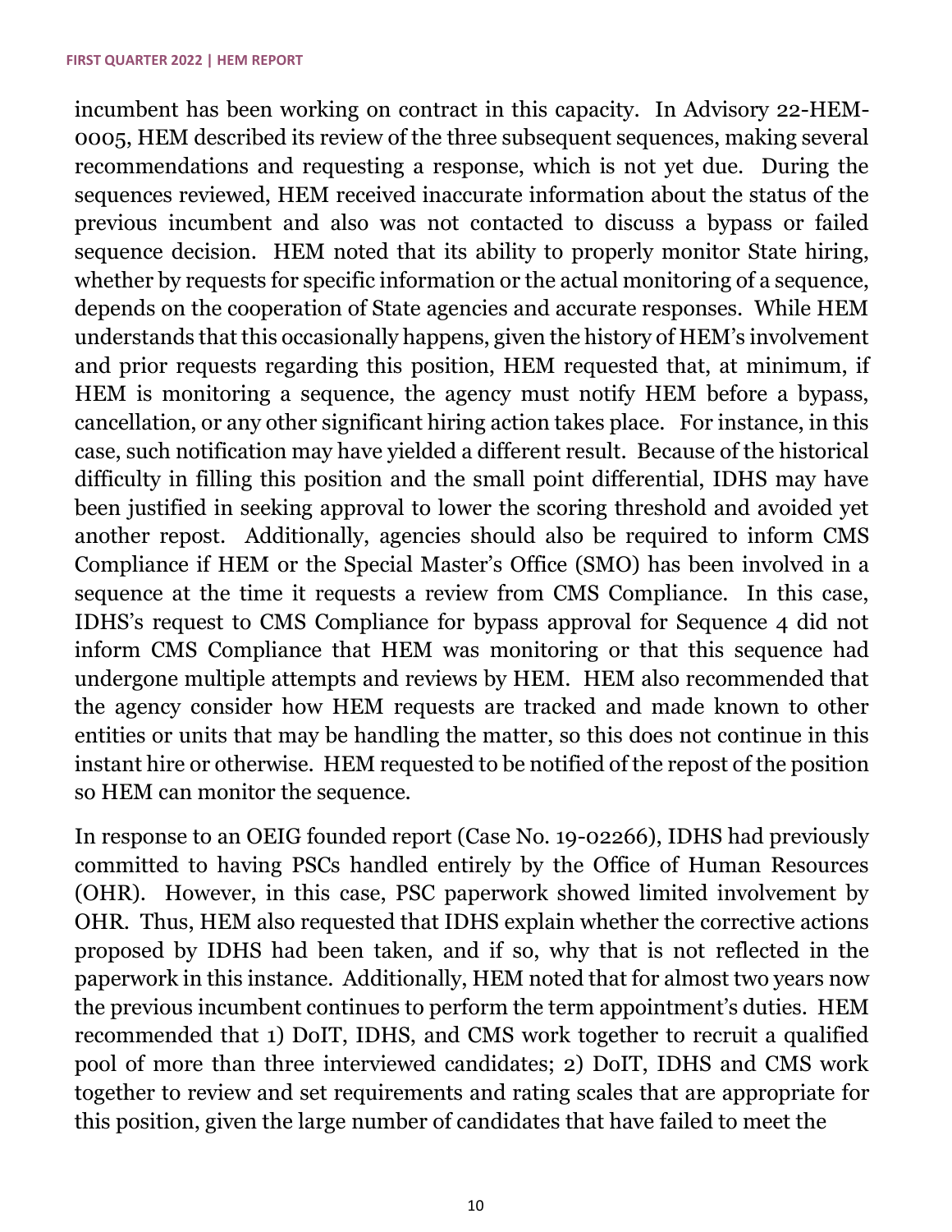incumbent has been working on contract in this capacity. In Advisory 22-HEM-0005, HEM described its review of the three subsequent sequences, making several recommendations and requesting a response, which is not yet due. During the sequences reviewed, HEM received inaccurate information about the status of the previous incumbent and also was not contacted to discuss a bypass or failed sequence decision. HEM noted that its ability to properly monitor State hiring, whether by requests for specific information or the actual monitoring of a sequence, depends on the cooperation of State agencies and accurate responses. While HEM understands that this occasionally happens, given the history of HEM's involvement and prior requests regarding this position, HEM requested that, at minimum, if HEM is monitoring a sequence, the agency must notify HEM before a bypass, cancellation, or any other significant hiring action takes place. For instance, in this case, such notification may have yielded a different result. Because of the historical difficulty in filling this position and the small point differential, IDHS may have been justified in seeking approval to lower the scoring threshold and avoided yet another repost. Additionally, agencies should also be required to inform CMS Compliance if HEM or the Special Master's Office (SMO) has been involved in a sequence at the time it requests a review from CMS Compliance. In this case, IDHS's request to CMS Compliance for bypass approval for Sequence 4 did not inform CMS Compliance that HEM was monitoring or that this sequence had undergone multiple attempts and reviews by HEM. HEM also recommended that the agency consider how HEM requests are tracked and made known to other entities or units that may be handling the matter, so this does not continue in this instant hire or otherwise. HEM requested to be notified of the repost of the position so HEM can monitor the sequence.

In response to an OEIG founded report (Case No. 19-02266), IDHS had previously committed to having PSCs handled entirely by the Office of Human Resources (OHR). However, in this case, PSC paperwork showed limited involvement by OHR. Thus, HEM also requested that IDHS explain whether the corrective actions proposed by IDHS had been taken, and if so, why that is not reflected in the paperwork in this instance. Additionally, HEM noted that for almost two years now the previous incumbent continues to perform the term appointment's duties. HEM recommended that 1) DoIT, IDHS, and CMS work together to recruit a qualified pool of more than three interviewed candidates; 2) DoIT, IDHS and CMS work together to review and set requirements and rating scales that are appropriate for this position, given the large number of candidates that have failed to meet the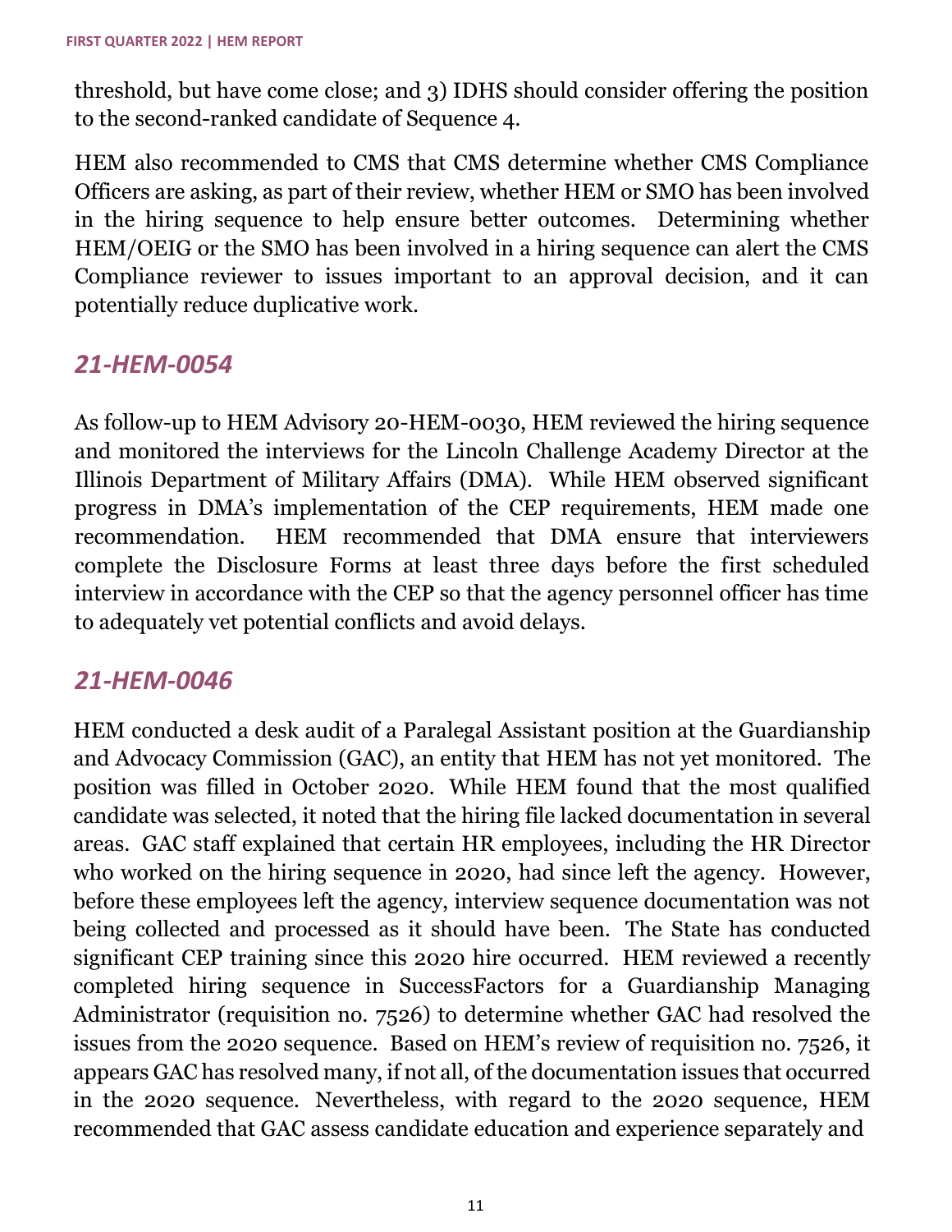threshold, but have come close; and 3) IDHS should consider offering the position to the second-ranked candidate of Sequence 4.

HEM also recommended to CMS that CMS determine whether CMS Compliance Officers are asking, as part of their review, whether HEM or SMO has been involved in the hiring sequence to help ensure better outcomes. Determining whether HEM/OEIG or the SMO has been involved in a hiring sequence can alert the CMS Compliance reviewer to issues important to an approval decision, and it can potentially reduce duplicative work.

## *21-HEM-0054*

As follow-up to HEM Advisory 20-HEM-0030, HEM reviewed the hiring sequence and monitored the interviews for the Lincoln Challenge Academy Director at the Illinois Department of Military Affairs (DMA). While HEM observed significant progress in DMA's implementation of the CEP requirements, HEM made one recommendation. HEM recommended that DMA ensure that interviewers complete the Disclosure Forms at least three days before the first scheduled interview in accordance with the CEP so that the agency personnel officer has time to adequately vet potential conflicts and avoid delays.

## *21-HEM-0046*

HEM conducted a desk audit of a Paralegal Assistant position at the Guardianship and Advocacy Commission (GAC), an entity that HEM has not yet monitored. The position was filled in October 2020. While HEM found that the most qualified candidate was selected, it noted that the hiring file lacked documentation in several areas. GAC staff explained that certain HR employees, including the HR Director who worked on the hiring sequence in 2020, had since left the agency. However, before these employees left the agency, interview sequence documentation was not being collected and processed as it should have been. The State has conducted significant CEP training since this 2020 hire occurred. HEM reviewed a recently completed hiring sequence in SuccessFactors for a Guardianship Managing Administrator (requisition no. 7526) to determine whether GAC had resolved the issues from the 2020 sequence. Based on HEM's review of requisition no. 7526, it appears GAC has resolved many, if not all, of the documentation issues that occurred in the 2020 sequence. Nevertheless, with regard to the 2020 sequence, HEM recommended that GAC assess candidate education and experience separately and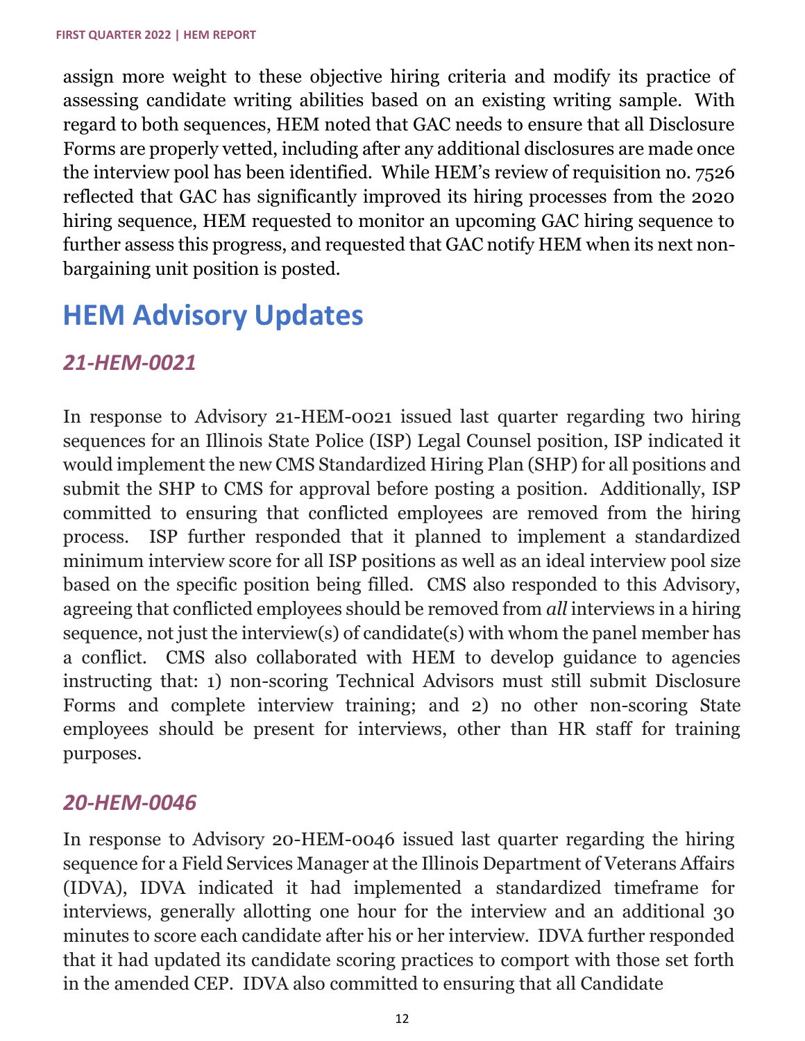assign more weight to these objective hiring criteria and modify its practice of assessing candidate writing abilities based on an existing writing sample. With regard to both sequences, HEM noted that GAC needs to ensure that all Disclosure Forms are properly vetted, including after any additional disclosures are made once the interview pool has been identified. While HEM's review of requisition no. 7526 reflected that GAC has significantly improved its hiring processes from the 2020 hiring sequence, HEM requested to monitor an upcoming GAC hiring sequence to further assess this progress, and requested that GAC notify HEM when its next non-bargaining unit position is posted.

# HEM Advisory Updates

## *21-HEM-0021*

In response to Advisory 21-HEM-0021 issued last quarter regarding two hiring sequences for an Illinois State Police (ISP) Legal Counsel position, ISP indicated it would implement the new CMS Standardized Hiring Plan (SHP) for all positions and submit the SHP to CMS for approval before posting a position. Additionally, ISP committed to ensuring that conflicted employees are removed from the hiring process. ISP further responded that it planned to implement a standardized minimum interview score for all ISP positions as well as an ideal interview pool size based on the specific position being filled. CMS also responded to this Advisory, agreeing that conflicted employees should be removed from *all* interviews in a hiring sequence, not just the interview(s) of candidate(s) with whom the panel member has a conflict. CMS also collaborated with HEM to develop guidance to agencies instructing that: 1) non-scoring Technical Advisors must still submit Disclosure Forms and complete interview training; and 2) no other non-scoring State employees should be present for interviews, other than HR staff for training purposes.

## *20-HEM-0046*

In response to Advisory 20-HEM-0046 issued last quarter regarding the hiring sequence for a Field Services Manager at the Illinois Department of Veterans Affairs (IDVA), IDVA indicated it had implemented a standardized timeframe for interviews, generally allotting one hour for the interview and an additional 30 minutes to score each candidate after his or her interview. IDVA further responded that it had updated its candidate scoring practices to comport with those set forth in the amended CEP. IDVA also committed to ensuring that all Candidate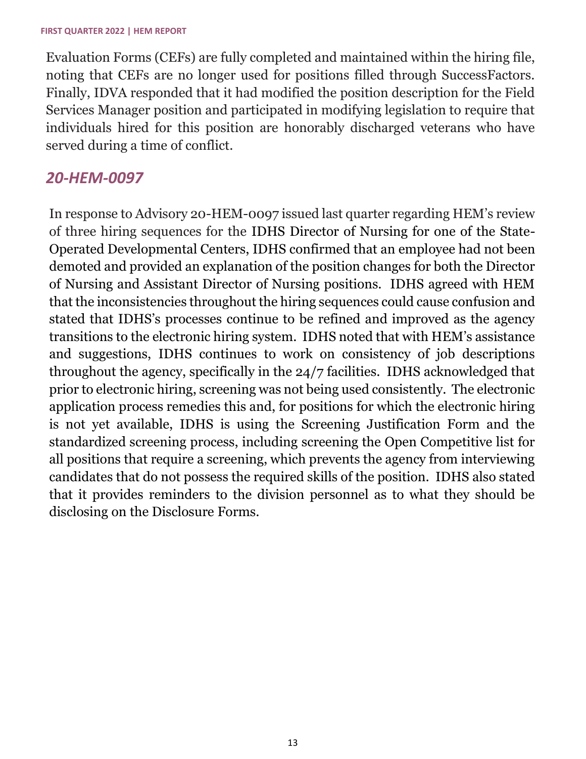Evaluation Forms (CEFs) are fully completed and maintained within the hiring file, noting that CEFs are no longer used for positions filled through SuccessFactors. Finally, IDVA responded that it had modified the position description for the Field Services Manager position and participated in modifying legislation to require that individuals hired for this position are honorably discharged veterans who have served during a time of conflict.

## *20-HEM-0097*

In response to Advisory 20-HEM-0097 issued last quarter regarding HEM's review of three hiring sequences for the IDHS Director of Nursing for one of the State-Operated Developmental Centers, IDHS confirmed that an employee had not been demoted and provided an explanation of the position changes for both the Director of Nursing and Assistant Director of Nursing positions. IDHS agreed with HEM that the inconsistencies throughout the hiring sequences could cause confusion and stated that IDHS's processes continue to be refined and improved as the agency transitions to the electronic hiring system. IDHS noted that with HEM's assistance and suggestions, IDHS continues to work on consistency of job descriptions throughout the agency, specifically in the 24/7 facilities. IDHS acknowledged that prior to electronic hiring, screening was not being used consistently. The electronic application process remedies this and, for positions for which the electronic hiring is not yet available, IDHS is using the Screening Justification Form and the standardized screening process, including screening the Open Competitive list for all positions that require a screening, which prevents the agency from interviewing candidates that do not possess the required skills of the position. IDHS also stated that it provides reminders to the division personnel as to what they should be disclosing on the Disclosure Forms.